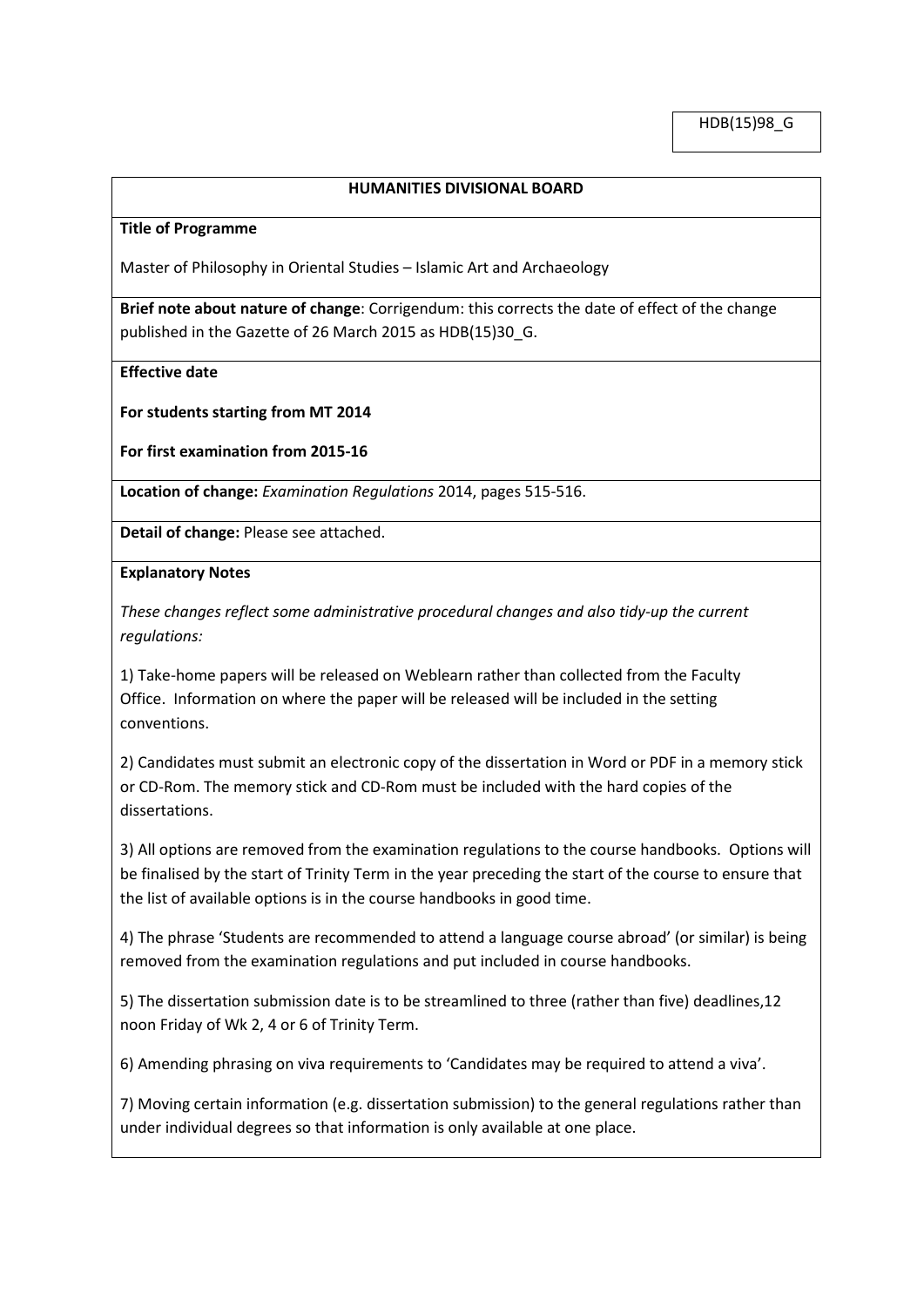HDB(15)98_G

## HUMANITIES DIVISIONAL BOARD

**Title of Programme**

Master of Philosophy in Oriental Studies – Islamic Art and Archaeology

**Brief note about nature of change**: Corrigendum: this corrects the date of effect of the change published in the Gazette of 26 March 2015 as HDB(15)30_G.

**Effective date**

**For students starting from MT 2014**

**For first examination from 2015-16**

**Location of change:** *Examination Regulations* 2014, pages 515-516.

**Detail of change:** Please see attached.

**Explanatory Notes**

*These changes reflect some administrative procedural changes and also tidy-up the current regulations:*

1) Take-home papers will be released on Weblearn rather than collected from the Faculty Office. Information on where the paper will be released will be included in the setting conventions.

2) Candidates must submit an electronic copy of the dissertation in Word or PDF in a memory stick or CD-Rom. The memory stick and CD-Rom must be included with the hard copies of the dissertations.

3) All options are removed from the examination regulations to the course handbooks. Options will be finalised by the start of Trinity Term in the year preceding the start of the course to ensure that the list of available options is in the course handbooks in good time.

4) The phrase 'Students are recommended to attend a language course abroad' (or similar) is being removed from the examination regulations and put included in course handbooks.

5) The dissertation submission date is to be streamlined to three (rather than five) deadlines,12 noon Friday of Wk 2, 4 or 6 of Trinity Term.

6) Amending phrasing on viva requirements to 'Candidates may be required to attend a viva'.

7) Moving certain information (e.g. dissertation submission) to the general regulations rather than under individual degrees so that information is only available at one place.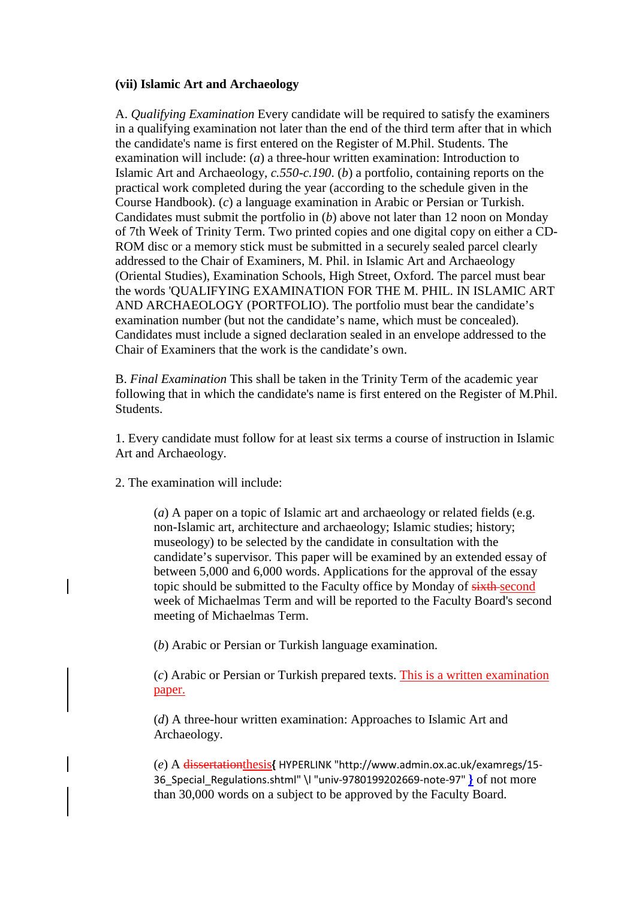**(vii) Islamic Art and Archaeology**

A. *Qualifying Examination* Every candidate will be required to satisfy the examiners in a qualifying examination not later than the end of the third term after that in which the candidate's name is first entered on the Register of M.Phil. Students. The examination will include: (*a*) a three-hour written examination: Introduction to Islamic Art and Archaeology, *c.550-c.190*. (*b*) a portfolio, containing reports on the practical work completed during the year (according to the schedule given in the Course Handbook). (*c*) a language examination in Arabic or Persian or Turkish. Candidates must submit the portfolio in (*b*) above not later than 12 noon on Monday of 7th Week of Trinity Term. Two printed copies and one digital copy on either a CD-ROM disc or a memory stick must be submitted in a securely sealed parcel clearly addressed to the Chair of Examiners, M. Phil. in Islamic Art and Archaeology (Oriental Studies), Examination Schools, High Street, Oxford. The parcel must bear the words 'QUALIFYING EXAMINATION FOR THE M. PHIL. IN ISLAMIC ART AND ARCHAEOLOGY (PORTFOLIO). The portfolio must bear the candidate's examination number (but not the candidate's name, which must be concealed). Candidates must include a signed declaration sealed in an envelope addressed to the Chair of Examiners that the work is the candidate's own.

B. *Final Examination* This shall be taken in the Trinity Term of the academic year following that in which the candidate's name is first entered on the Register of M.Phil. Students.

1. Every candidate must follow for at least six terms a course of instruction in Islamic Art and Archaeology.

2. The examination will include:

(*a*) A paper on a topic of Islamic art and archaeology or related fields (e.g. non-Islamic art, architecture and archaeology; Islamic studies; history; museology) to be selected by the candidate in consultation with the candidate's supervisor. This paper will be examined by an extended essay of between 5,000 and 6,000 words. Applications for the approval of the essay topic should be submitted to the Faculty office by Monday of ~~sixth~~ second week of Michaelmas Term and will be reported to the Faculty Board's second meeting of Michaelmas Term.

(*b*) Arabic or Persian or Turkish language examination.

(*c*) Arabic or Persian or Turkish prepared texts. This is a written examination paper.

(*d*) A three-hour written examination: Approaches to Islamic Art and Archaeology.

(*e*) A ~~dissertation~~thesis{ HYPERLINK "http://www.admin.ox.ac.uk/examregs/15-36_Special_Regulations.shtml" \l "univ-9780199202669-note-97" } of not more than 30,000 words on a subject to be approved by the Faculty Board.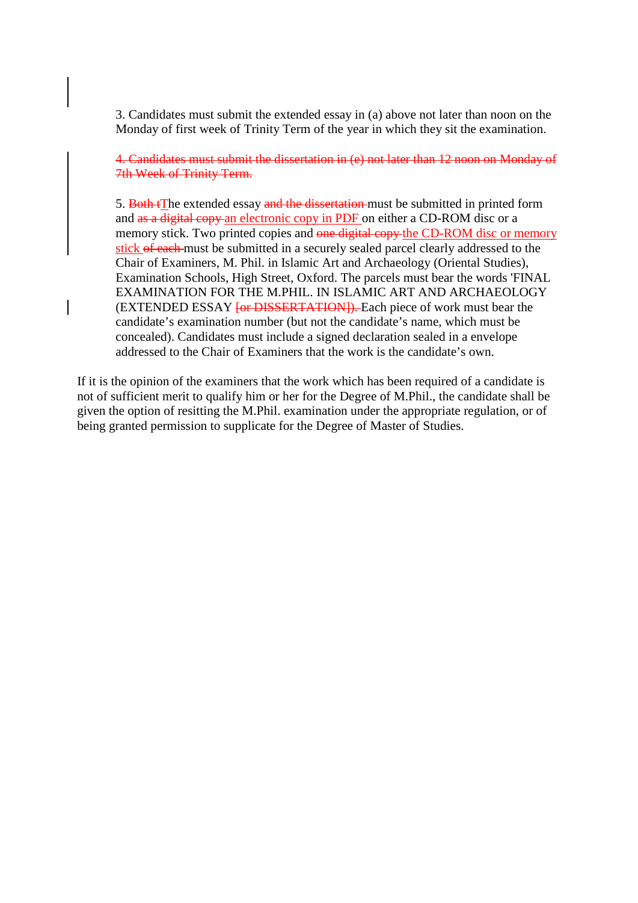3. Candidates must submit the extended essay in (a) above not later than noon on the Monday of first week of Trinity Term of the year in which they sit the examination.

~~4. Candidates must submit the dissertation in (e) not later than 12 noon on Monday of 7th Week of Trinity Term.~~

5. ~~Both t~~The extended essay ~~and the dissertation~~ must be submitted in printed form and ~~as a digital copy~~ an electronic copy in PDF on either a CD-ROM disc or a memory stick. Two printed copies and ~~one digital copy~~ the CD-ROM disc or memory stick ~~of each~~ must be submitted in a securely sealed parcel clearly addressed to the Chair of Examiners, M. Phil. in Islamic Art and Archaeology (Oriental Studies), Examination Schools, High Street, Oxford. The parcels must bear the words 'FINAL EXAMINATION FOR THE M.PHIL. IN ISLAMIC ART AND ARCHAEOLOGY (EXTENDED ESSAY ~~[or DISSERTATION]).~~ Each piece of work must bear the candidate's examination number (but not the candidate's name, which must be concealed). Candidates must include a signed declaration sealed in a envelope addressed to the Chair of Examiners that the work is the candidate's own.

If it is the opinion of the examiners that the work which has been required of a candidate is not of sufficient merit to qualify him or her for the Degree of M.Phil., the candidate shall be given the option of resitting the M.Phil. examination under the appropriate regulation, or of being granted permission to supplicate for the Degree of Master of Studies.